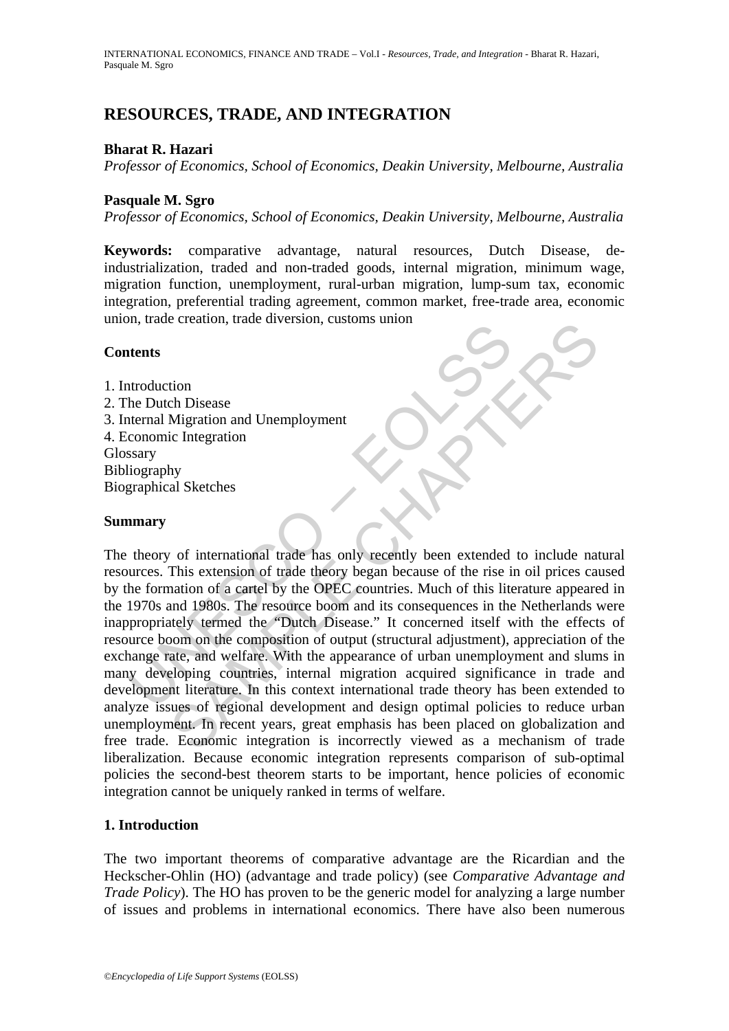# RESOURCES, TRADE, AND INTEGRATION

**Bharat R. Hazari**

*Professor of Economics, School of Economics, Deakin University, Melbourne, Australia*

**Pasquale M. Sgro**

*Professor of Economics, School of Economics, Deakin University, Melbourne, Australia*

**Keywords:** comparative advantage, natural resources, Dutch Disease, de-industrialization, traded and non-traded goods, internal migration, minimum wage, migration function, unemployment, rural-urban migration, lump-sum tax, economic integration, preferential trading agreement, common market, free-trade area, economic union, trade creation, trade diversion, customs union

**Contents**

1. Introduction
2. The Dutch Disease
3. Internal Migration and Unemployment
4. Economic Integration

Glossary
Bibliography
Biographical Sketches

**Summary**

The theory of international trade has only recently been extended to include natural resources. This extension of trade theory began because of the rise in oil prices caused by the formation of a cartel by the OPEC countries. Much of this literature appeared in the 1970s and 1980s. The resource boom and its consequences in the Netherlands were inappropriately termed the "Dutch Disease." It concerned itself with the effects of resource boom on the composition of output (structural adjustment), appreciation of the exchange rate, and welfare. With the appearance of urban unemployment and slums in many developing countries, internal migration acquired significance in trade and development literature. In this context international trade theory has been extended to analyze issues of regional development and design optimal policies to reduce urban unemployment. In recent years, great emphasis has been placed on globalization and free trade. Economic integration is incorrectly viewed as a mechanism of trade liberalization. Because economic integration represents comparison of sub-optimal policies the second-best theorem starts to be important, hence policies of economic integration cannot be uniquely ranked in terms of welfare.

## 1. Introduction

The two important theorems of comparative advantage are the Ricardian and the Heckscher-Ohlin (HO) (advantage and trade policy) (see *Comparative Advantage and Trade Policy*). The HO has proven to be the generic model for analyzing a large number of issues and problems in international economics. There have also been numerous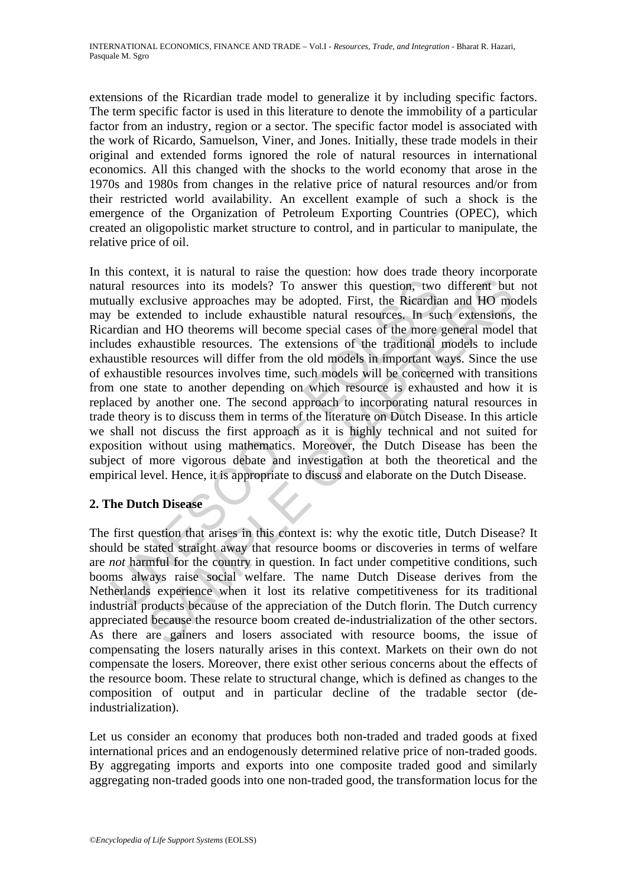extensions of the Ricardian trade model to generalize it by including specific factors. The term specific factor is used in this literature to denote the immobility of a particular factor from an industry, region or a sector. The specific factor model is associated with the work of Ricardo, Samuelson, Viner, and Jones. Initially, these trade models in their original and extended forms ignored the role of natural resources in international economics. All this changed with the shocks to the world economy that arose in the 1970s and 1980s from changes in the relative price of natural resources and/or from their restricted world availability. An excellent example of such a shock is the emergence of the Organization of Petroleum Exporting Countries (OPEC), which created an oligopolistic market structure to control, and in particular to manipulate, the relative price of oil.

In this context, it is natural to raise the question: how does trade theory incorporate natural resources into its models? To answer this question, two different but not mutually exclusive approaches may be adopted. First, the Ricardian and HO models may be extended to include exhaustible natural resources. In such extensions, the Ricardian and HO theorems will become special cases of the more general model that includes exhaustible resources. The extensions of the traditional models to include exhaustible resources will differ from the old models in important ways. Since the use of exhaustible resources involves time, such models will be concerned with transitions from one state to another depending on which resource is exhausted and how it is replaced by another one. The second approach to incorporating natural resources in trade theory is to discuss them in terms of the literature on Dutch Disease. In this article we shall not discuss the first approach as it is highly technical and not suited for exposition without using mathematics. Moreover, the Dutch Disease has been the subject of more vigorous debate and investigation at both the theoretical and the empirical level. Hence, it is appropriate to discuss and elaborate on the Dutch Disease.

## 2. The Dutch Disease

The first question that arises in this context is: why the exotic title, Dutch Disease? It should be stated straight away that resource booms or discoveries in terms of welfare are *not* harmful for the country in question. In fact under competitive conditions, such booms always raise social welfare. The name Dutch Disease derives from the Netherlands experience when it lost its relative competitiveness for its traditional industrial products because of the appreciation of the Dutch florin. The Dutch currency appreciated because the resource boom created de-industrialization of the other sectors. As there are gainers and losers associated with resource booms, the issue of compensating the losers naturally arises in this context. Markets on their own do not compensate the losers. Moreover, there exist other serious concerns about the effects of the resource boom. These relate to structural change, which is defined as changes to the composition of output and in particular decline of the tradable sector (de-industrialization).

Let us consider an economy that produces both non-traded and traded goods at fixed international prices and an endogenously determined relative price of non-traded goods. By aggregating imports and exports into one composite traded good and similarly aggregating non-traded goods into one non-traded good, the transformation locus for the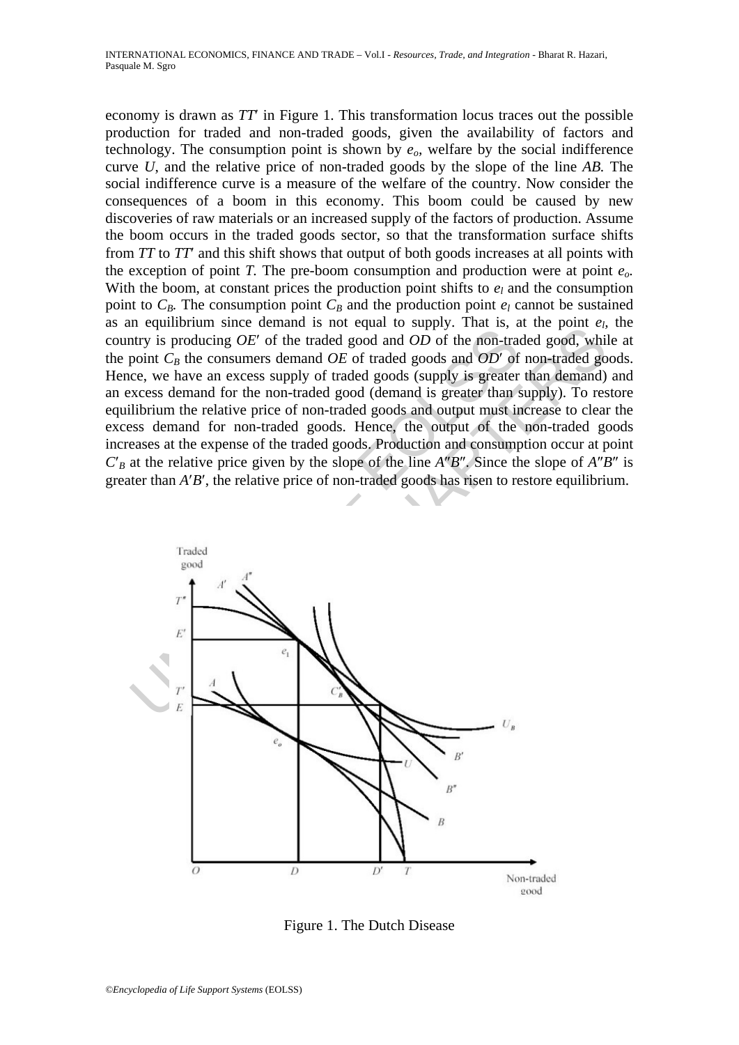economy is drawn as $TT'$ in Figure 1. This transformation locus traces out the possible production for traded and non-traded goods, given the availability of factors and technology. The consumption point is shown by $e_o$, welfare by the social indifference curve $U$, and the relative price of non-traded goods by the slope of the line $AB$. The social indifference curve is a measure of the welfare of the country. Now consider the consequences of a boom in this economy. This boom could be caused by new discoveries of raw materials or an increased supply of the factors of production. Assume the boom occurs in the traded goods sector, so that the transformation surface shifts from $TT$ to $TT'$ and this shift shows that output of both goods increases at all points with the exception of point $T$. The pre-boom consumption and production were at point $e_o$. With the boom, at constant prices the production point shifts to $e_l$ and the consumption point to $C_B$. The consumption point $C_B$ and the production point $e_l$ cannot be sustained as an equilibrium since demand is not equal to supply. That is, at the point $e_l$, the country is producing $OE'$ of the traded good and $OD$ of the non-traded good, while at the point $C_B$ the consumers demand $OE$ of traded goods and $OD'$ of non-traded goods. Hence, we have an excess supply of traded goods (supply is greater than demand) and an excess demand for the non-traded good (demand is greater than supply). To restore equilibrium the relative price of non-traded goods and output must increase to clear the excess demand for non-traded goods. Hence, the output of the non-traded goods increases at the expense of the traded goods. Production and consumption occur at point $C'_B$ at the relative price given by the slope of the line $A''B''$. Since the slope of $A''B''$ is greater than $A'B'$, the relative price of non-traded goods has risen to restore equilibrium.

Figure 1. The Dutch Disease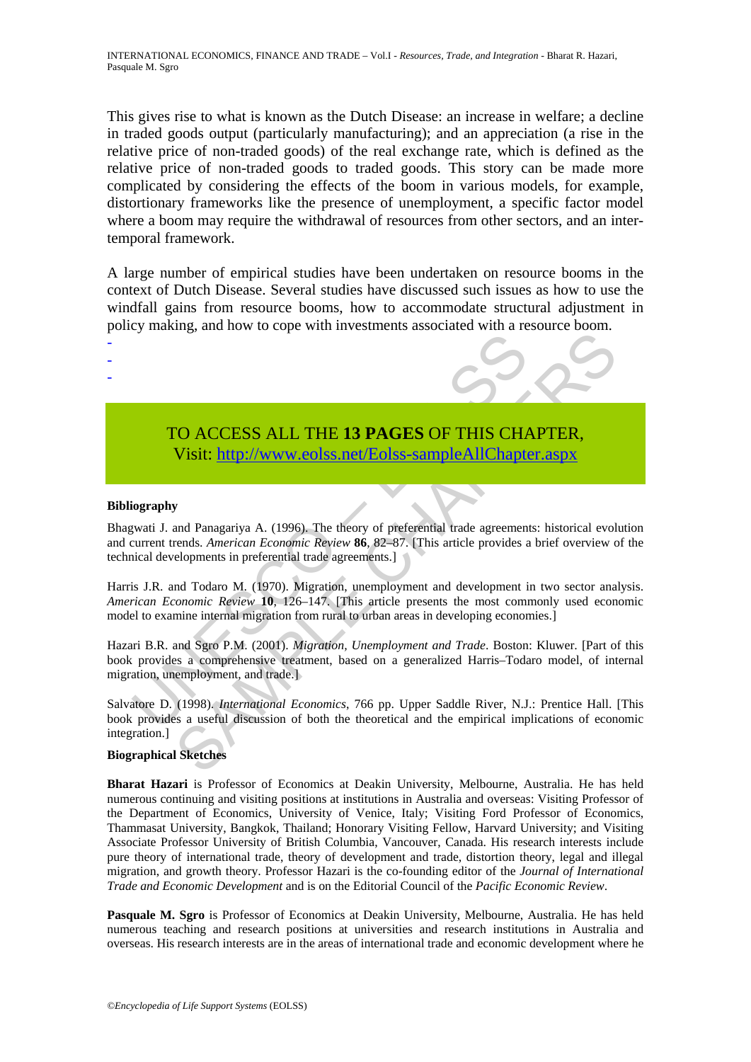This gives rise to what is known as the Dutch Disease: an increase in welfare; a decline in traded goods output (particularly manufacturing); and an appreciation (a rise in the relative price of non-traded goods) of the real exchange rate, which is defined as the relative price of non-traded goods to traded goods. This story can be made more complicated by considering the effects of the boom in various models, for example, distortionary frameworks like the presence of unemployment, a specific factor model where a boom may require the withdrawal of resources from other sectors, and an inter-temporal framework.

A large number of empirical studies have been undertaken on resource booms in the context of Dutch Disease. Several studies have discussed such issues as how to use the windfall gains from resource booms, how to accommodate structural adjustment in policy making, and how to cope with investments associated with a resource boom.

-
-
-

TO ACCESS ALL THE **13 PAGES** OF THIS CHAPTER,
Visit: http://www.eolss.net/Eolss-sampleAllChapter.aspx

#### Bibliography

Bhagwati J. and Panagariya A. (1996). The theory of preferential trade agreements: historical evolution and current trends. *American Economic Review* **86**, 82–87. [This article provides a brief overview of the technical developments in preferential trade agreements.]

Harris J.R. and Todaro M. (1970). Migration, unemployment and development in two sector analysis. *American Economic Review* **10**, 126–147. [This article presents the most commonly used economic model to examine internal migration from rural to urban areas in developing economies.]

Hazari B.R. and Sgro P.M. (2001). *Migration, Unemployment and Trade*. Boston: Kluwer. [Part of this book provides a comprehensive treatment, based on a generalized Harris–Todaro model, of internal migration, unemployment, and trade.]

Salvatore D. (1998). *International Economics*, 766 pp. Upper Saddle River, N.J.: Prentice Hall. [This book provides a useful discussion of both the theoretical and the empirical implications of economic integration.]

#### Biographical Sketches

**Bharat Hazari** is Professor of Economics at Deakin University, Melbourne, Australia. He has held numerous continuing and visiting positions at institutions in Australia and overseas: Visiting Professor of the Department of Economics, University of Venice, Italy; Visiting Ford Professor of Economics, Thammasat University, Bangkok, Thailand; Honorary Visiting Fellow, Harvard University; and Visiting Associate Professor University of British Columbia, Vancouver, Canada. His research interests include pure theory of international trade, theory of development and trade, distortion theory, legal and illegal migration, and growth theory. Professor Hazari is the co-founding editor of the *Journal of International Trade and Economic Development* and is on the Editorial Council of the *Pacific Economic Review*.

**Pasquale M. Sgro** is Professor of Economics at Deakin University, Melbourne, Australia. He has held numerous teaching and research positions at universities and research institutions in Australia and overseas. His research interests are in the areas of international trade and economic development where he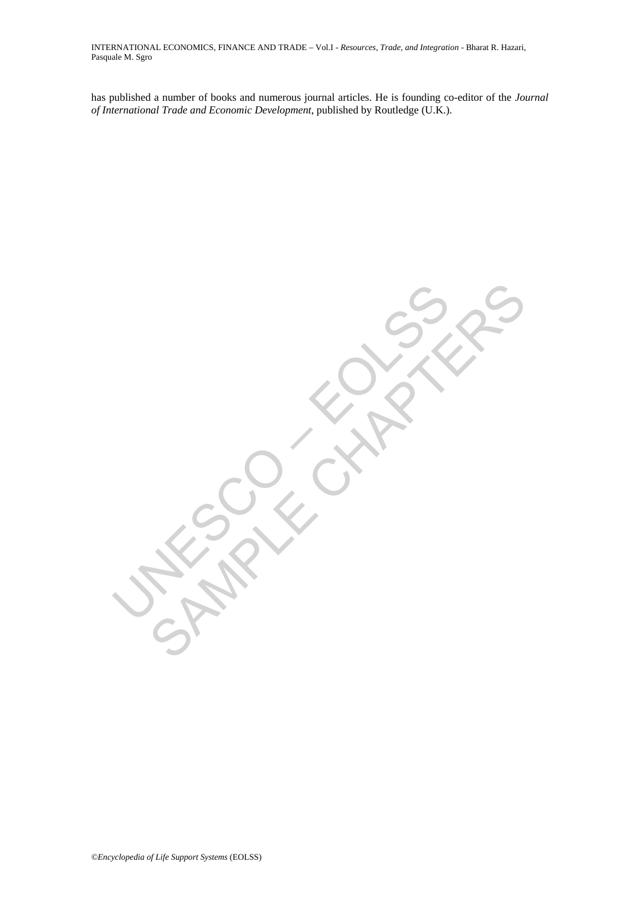has published a number of books and numerous journal articles. He is founding co-editor of the *Journal of International Trade and Economic Development*, published by Routledge (U.K.).